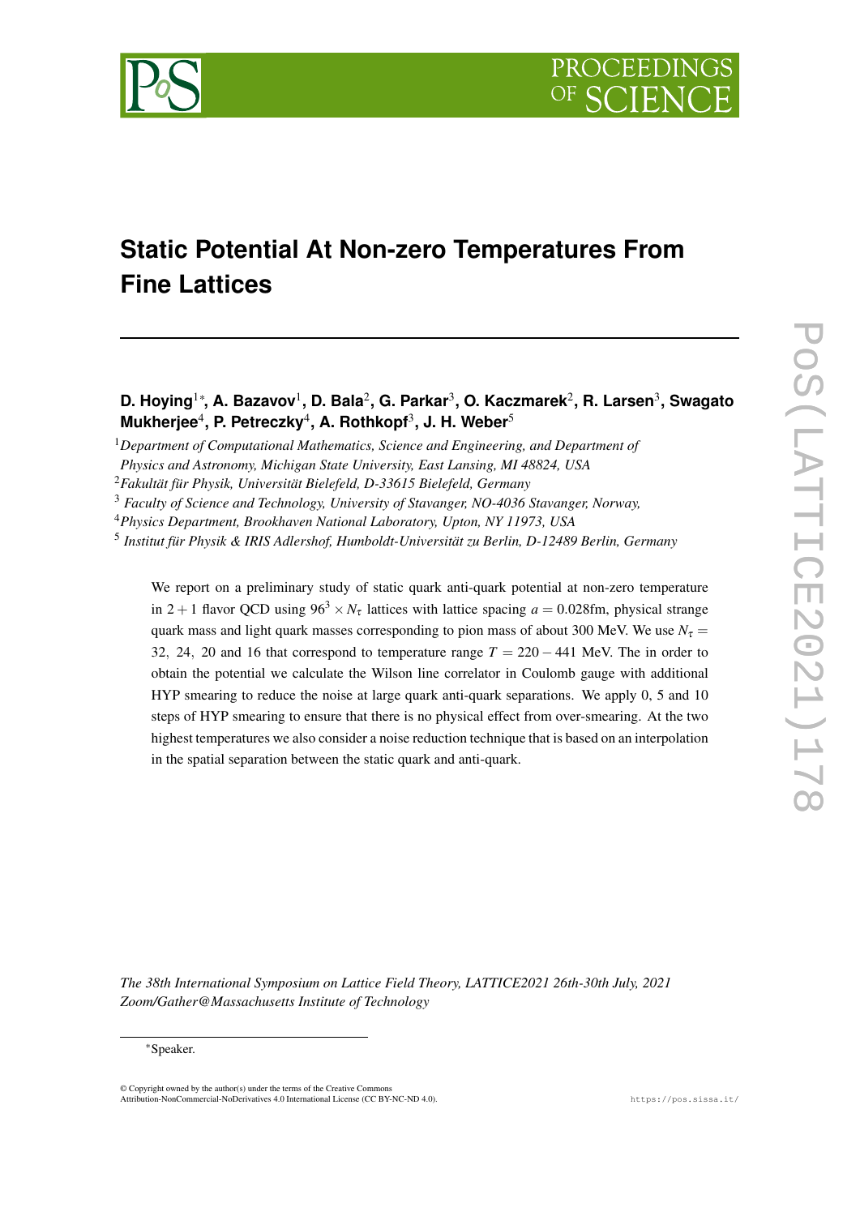# Static Potential At Non-zero Temperatures From Fine Lattices

**D. Hoying[1]*, A. Bazavov[1], D. Bala[2], G. Parkar[3], O. Kaczmarek[2], R. Larsen[3], Swagato Mukherjee[4], P. Petreczky[4], A. Rothkopf[3], J. H. Weber[5]**

[1] *Department of Computational Mathematics, Science and Engineering, and Department of Physics and Astronomy, Michigan State University, East Lansing, MI 48824, USA*

[2] *Fakultät für Physik, Universität Bielefeld, D-33615 Bielefeld, Germany*

[3] *Faculty of Science and Technology, University of Stavanger, NO-4036 Stavanger, Norway,*

[4] *Physics Department, Brookhaven National Laboratory, Upton, NY 11973, USA*

[5] *Institut für Physik & IRIS Adlershof, Humboldt-Universität zu Berlin, D-12489 Berlin, Germany*

We report on a preliminary study of static quark anti-quark potential at non-zero temperature in $2+1$ flavor QCD using $96^3 \times N_\tau$ lattices with lattice spacing $a = 0.028$fm, physical strange quark mass and light quark masses corresponding to pion mass of about 300 MeV. We use $N_\tau = 32,\ 24,\ 20$ and 16 that correspond to temperature range $T = 220-441$ MeV. The in order to obtain the potential we calculate the Wilson line correlator in Coulomb gauge with additional HYP smearing to reduce the noise at large quark anti-quark separations. We apply 0, 5 and 10 steps of HYP smearing to ensure that there is no physical effect from over-smearing. At the two highest temperatures we also consider a noise reduction technique that is based on an interpolation in the spatial separation between the static quark and anti-quark.

*The 38th International Symposium on Lattice Field Theory, LATTICE2021 26th-30th July, 2021 Zoom/Gather@Massachusetts Institute of Technology*

*Speaker.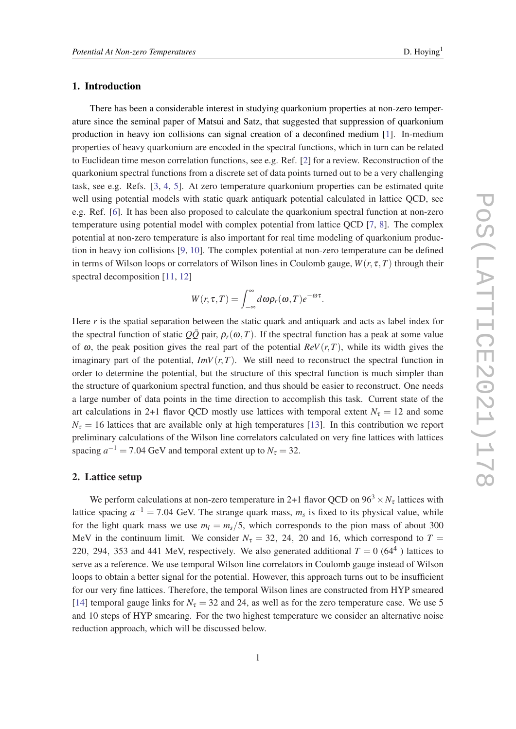## 1. Introduction

There has been a considerable interest in studying quarkonium properties at non-zero temperature since the seminal paper of Matsui and Satz, that suggested that suppression of quarkonium production in heavy ion collisions can signal creation of a deconfined medium [1]. In-medium properties of heavy quarkonium are encoded in the spectral functions, which in turn can be related to Euclidean time meson correlation functions, see e.g. Ref. [2] for a review. Reconstruction of the quarkonium spectral functions from a discrete set of data points turned out to be a very challenging task, see e.g. Refs. [3, 4, 5]. At zero temperature quarkonium properties can be estimated quite well using potential models with static quark antiquark potential calculated in lattice QCD, see e.g. Ref. [6]. It has been also proposed to calculate the quarkonium spectral function at non-zero temperature using potential model with complex potential from lattice QCD [7, 8]. The complex potential at non-zero temperature is also important for real time modeling of quarkonium production in heavy ion collisions [9, 10]. The complex potential at non-zero temperature can be defined in terms of Wilson loops or correlators of Wilson lines in Coulomb gauge, $W(r,\tau,T)$ through their spectral decomposition [11, 12]

$$W(r,\tau,T) = \int_{-\infty}^{\infty} d\omega \rho_r(\omega,T) e^{-\omega\tau}.$$

Here $r$ is the spatial separation between the static quark and antiquark and acts as label index for the spectral function of static $Q\bar{Q}$ pair, $\rho_r(\omega,T)$. If the spectral function has a peak at some value of $\omega$, the peak position gives the real part of the potential $ReV(r,T)$, while its width gives the imaginary part of the potential, $ImV(r,T)$. We still need to reconstruct the spectral function in order to determine the potential, but the structure of this spectral function is much simpler than the structure of quarkonium spectral function, and thus should be easier to reconstruct. One needs a large number of data points in the time direction to accomplish this task. Current state of the art calculations in 2+1 flavor QCD mostly use lattices with temporal extent $N_\tau = 12$ and some $N_\tau = 16$ lattices that are available only at high temperatures [13]. In this contribution we report preliminary calculations of the Wilson line correlators calculated on very fine lattices with lattices spacing $a^{-1} = 7.04$ GeV and temporal extent up to $N_\tau = 32$.

## 2. Lattice setup

We perform calculations at non-zero temperature in 2+1 flavor QCD on $96^3 \times N_\tau$ lattices with lattice spacing $a^{-1} = 7.04$ GeV. The strange quark mass, $m_s$ is fixed to its physical value, while for the light quark mass we use $m_l = m_s/5$, which corresponds to the pion mass of about 300 MeV in the continuum limit. We consider $N_\tau = 32,\ 24,\ 20$ and 16, which correspond to $T = 220,\ 294,\ 353$ and 441 MeV, respectively. We also generated additional $T = 0$ ($64^4$ ) lattices to serve as a reference. We use temporal Wilson line correlators in Coulomb gauge instead of Wilson loops to obtain a better signal for the potential. However, this approach turns out to be insufficient for our very fine lattices. Therefore, the temporal Wilson lines are constructed from HYP smeared [14] temporal gauge links for $N_\tau = 32$ and 24, as well as for the zero temperature case. We use 5 and 10 steps of HYP smearing. For the two highest temperature we consider an alternative noise reduction approach, which will be discussed below.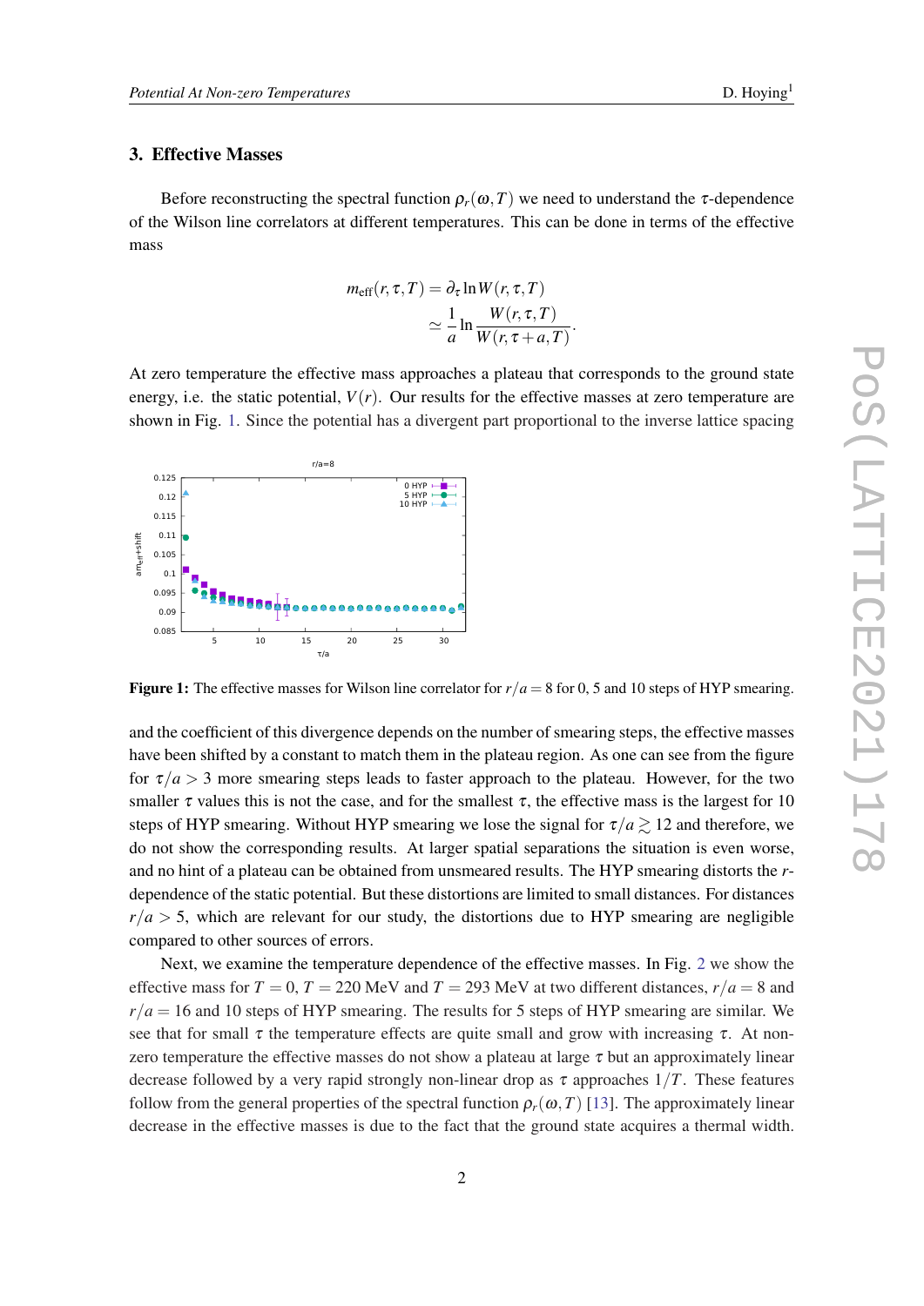## 3. Effective Masses

Before reconstructing the spectral function $\rho_r(\omega,T)$ we need to understand the $\tau$-dependence of the Wilson line correlators at different temperatures. This can be done in terms of the effective mass

$$
\begin{aligned}
m_{\mathrm{eff}}(r,\tau,T) &= \partial_\tau \ln W(r,\tau,T) \\
&\simeq \frac{1}{a} \ln \frac{W(r,\tau,T)}{W(r,\tau+a,T)}.
\end{aligned}
$$

At zero temperature the effective mass approaches a plateau that corresponds to the ground state energy, i.e. the static potential, $V(r)$. Our results for the effective masses at zero temperature are shown in Fig. 1. Since the potential has a divergent part proportional to the inverse lattice spacing

**Figure 1:** The effective masses for Wilson line correlator for $r/a = 8$ for 0, 5 and 10 steps of HYP smearing.

and the coefficient of this divergence depends on the number of smearing steps, the effective masses have been shifted by a constant to match them in the plateau region. As one can see from the figure for $\tau/a > 3$ more smearing steps leads to faster approach to the plateau. However, for the two smaller $\tau$ values this is not the case, and for the smallest $\tau$, the effective mass is the largest for 10 steps of HYP smearing. Without HYP smearing we lose the signal for $\tau/a \gtrsim 12$ and therefore, we do not show the corresponding results. At larger spatial separations the situation is even worse, and no hint of a plateau can be obtained from unsmeared results. The HYP smearing distorts the $r$-dependence of the static potential. But these distortions are limited to small distances. For distances $r/a > 5$, which are relevant for our study, the distortions due to HYP smearing are negligible compared to other sources of errors.

Next, we examine the temperature dependence of the effective masses. In Fig. 2 we show the effective mass for $T = 0$, $T = 220$ MeV and $T = 293$ MeV at two different distances, $r/a = 8$ and $r/a = 16$ and 10 steps of HYP smearing. The results for 5 steps of HYP smearing are similar. We see that for small $\tau$ the temperature effects are quite small and grow with increasing $\tau$. At non-zero temperature the effective masses do not show a plateau at large $\tau$ but an approximately linear decrease followed by a very rapid strongly non-linear drop as $\tau$ approaches $1/T$. These features follow from the general properties of the spectral function $\rho_r(\omega,T)$ [13]. The approximately linear decrease in the effective masses is due to the fact that the ground state acquires a thermal width.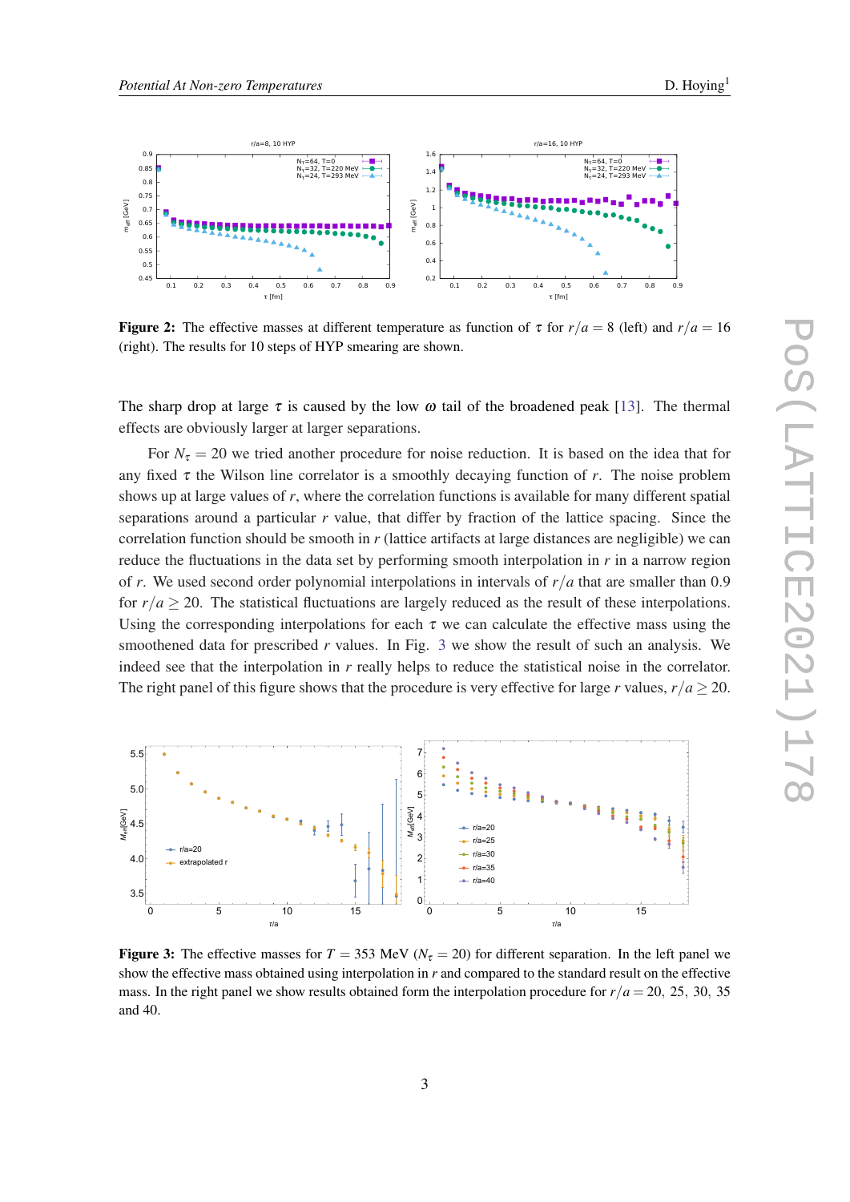**Figure 2:** The effective masses at different temperature as function of $\tau$ for $r/a = 8$ (left) and $r/a = 16$ (right). The results for 10 steps of HYP smearing are shown.

The sharp drop at large $\tau$ is caused by the low $\omega$ tail of the broadened peak [13]. The thermal effects are obviously larger at larger separations.

For $N_\tau = 20$ we tried another procedure for noise reduction. It is based on the idea that for any fixed $\tau$ the Wilson line correlator is a smoothly decaying function of $r$. The noise problem shows up at large values of $r$, where the correlation functions is available for many different spatial separations around a particular $r$ value, that differ by fraction of the lattice spacing. Since the correlation function should be smooth in $r$ (lattice artifacts at large distances are negligible) we can reduce the fluctuations in the data set by performing smooth interpolation in $r$ in a narrow region of $r$. We used second order polynomial interpolations in intervals of $r/a$ that are smaller than 0.9 for $r/a \geq 20$. The statistical fluctuations are largely reduced as the result of these interpolations. Using the corresponding interpolations for each $\tau$ we can calculate the effective mass using the smoothened data for prescribed $r$ values. In Fig. 3 we show the result of such an analysis. We indeed see that the interpolation in $r$ really helps to reduce the statistical noise in the correlator. The right panel of this figure shows that the procedure is very effective for large $r$ values, $r/a \geq 20$.

**Figure 3:** The effective masses for $T = 353$ MeV ($N_\tau = 20$) for different separation. In the left panel we show the effective mass obtained using interpolation in $r$ and compared to the standard result on the effective mass. In the right panel we show results obtained form the interpolation procedure for $r/a = 20,\ 25,\ 30,\ 35$ and 40.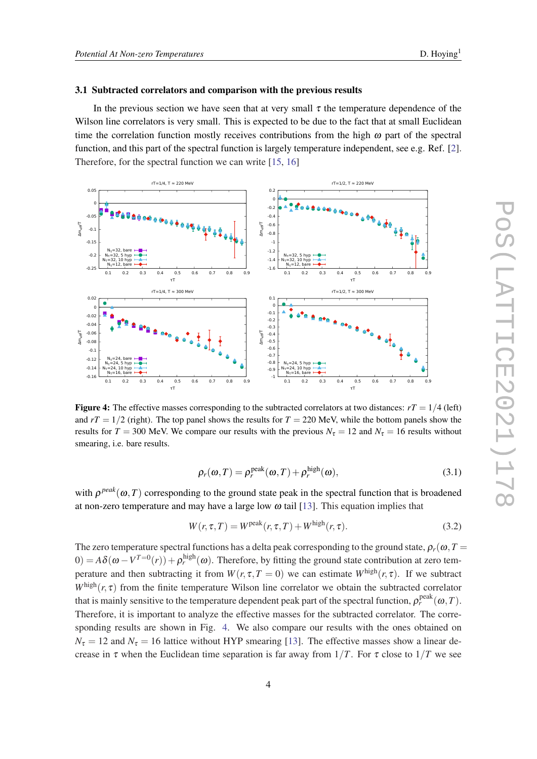### 3.1 Subtracted correlators and comparison with the previous results

In the previous section we have seen that at very small $\tau$ the temperature dependence of the Wilson line correlators is very small. This is expected to be due to the fact that at small Euclidean time the correlation function mostly receives contributions from the high $\omega$ part of the spectral function, and this part of the spectral function is largely temperature independent, see e.g. Ref. [2]. Therefore, for the spectral function we can write [15, 16]

**Figure 4:** The effective masses corresponding to the subtracted correlators at two distances: $rT = 1/4$ (left) and $rT = 1/2$ (right). The top panel shows the results for $T = 220$ MeV, while the bottom panels show the results for $T = 300$ MeV. We compare our results with the previous $N_\tau = 12$ and $N_\tau = 16$ results without smearing, i.e. bare results.

$$\rho_r(\omega, T) = \rho_r^{\text{peak}}(\omega, T) + \rho_r^{\text{high}}(\omega), \tag{3.1}$$

with $\rho^{peak}(\omega, T)$ corresponding to the ground state peak in the spectral function that is broadened at non-zero temperature and may have a large low $\omega$ tail [13]. This equation implies that

$$W(r, \tau, T) = W^{\text{peak}}(r, \tau, T) + W^{\text{high}}(r, \tau). \tag{3.2}$$

The zero temperature spectral functions has a delta peak corresponding to the ground state, $\rho_r(\omega, T = 0) = A\delta(\omega - V^{T=0}(r)) + \rho_r^{\text{high}}(\omega)$. Therefore, by fitting the ground state contribution at zero temperature and then subtracting it from $W(r, \tau, T = 0)$ we can estimate $W^{\text{high}}(r, \tau)$. If we subtract $W^{\text{high}}(r, \tau)$ from the finite temperature Wilson line correlator we obtain the subtracted correlator that is mainly sensitive to the temperature dependent peak part of the spectral function, $\rho_r^{\text{peak}}(\omega, T)$. Therefore, it is important to analyze the effective masses for the subtracted correlator. The corresponding results are shown in Fig. 4. We also compare our results with the ones obtained on $N_\tau = 12$ and $N_\tau = 16$ lattice without HYP smearing [13]. The effective masses show a linear decrease in $\tau$ when the Euclidean time separation is far away from $1/T$. For $\tau$ close to $1/T$ we see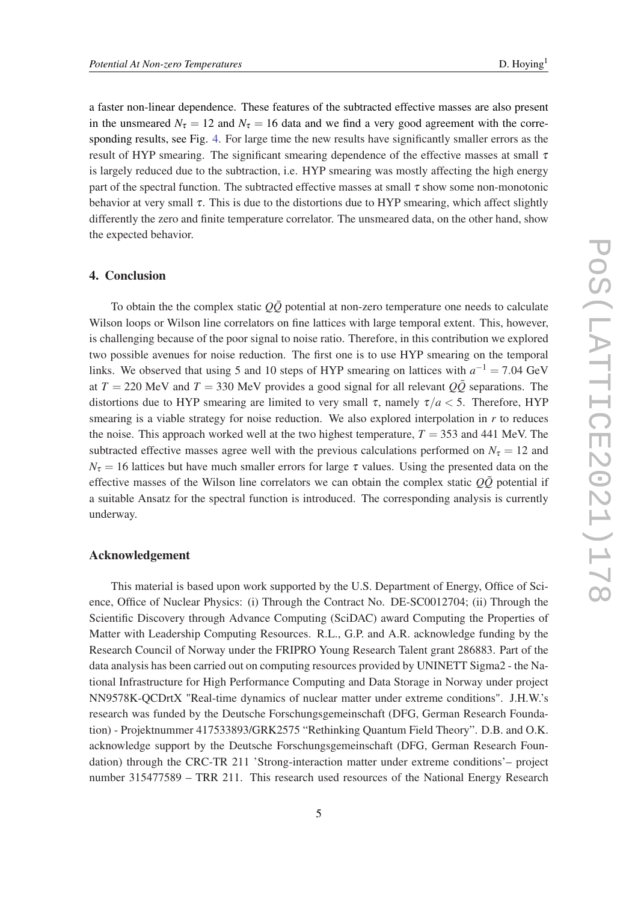a faster non-linear dependence. These features of the subtracted effective masses are also present in the unsmeared $N_\tau = 12$ and $N_\tau = 16$ data and we find a very good agreement with the corresponding results, see Fig. 4. For large time the new results have significantly smaller errors as the result of HYP smearing. The significant smearing dependence of the effective masses at small $\tau$ is largely reduced due to the subtraction, i.e. HYP smearing was mostly affecting the high energy part of the spectral function. The subtracted effective masses at small $\tau$ show some non-monotonic behavior at very small $\tau$. This is due to the distortions due to HYP smearing, which affect slightly differently the zero and finite temperature correlator. The unsmeared data, on the other hand, show the expected behavior.

## 4. Conclusion

To obtain the the complex static $Q\bar{Q}$ potential at non-zero temperature one needs to calculate Wilson loops or Wilson line correlators on fine lattices with large temporal extent. This, however, is challenging because of the poor signal to noise ratio. Therefore, in this contribution we explored two possible avenues for noise reduction. The first one is to use HYP smearing on the temporal links. We observed that using 5 and 10 steps of HYP smearing on lattices with $a^{-1} = 7.04$ GeV at $T = 220$ MeV and $T = 330$ MeV provides a good signal for all relevant $Q\bar{Q}$ separations. The distortions due to HYP smearing are limited to very small $\tau$, namely $\tau/a < 5$. Therefore, HYP smearing is a viable strategy for noise reduction. We also explored interpolation in $r$ to reduces the noise. This approach worked well at the two highest temperature, $T = 353$ and 441 MeV. The subtracted effective masses agree well with the previous calculations performed on $N_\tau = 12$ and $N_\tau = 16$ lattices but have much smaller errors for large $\tau$ values. Using the presented data on the effective masses of the Wilson line correlators we can obtain the complex static $Q\bar{Q}$ potential if a suitable Ansatz for the spectral function is introduced. The corresponding analysis is currently underway.

## Acknowledgement

This material is based upon work supported by the U.S. Department of Energy, Office of Science, Office of Nuclear Physics: (i) Through the Contract No. DE-SC0012704; (ii) Through the Scientific Discovery through Advance Computing (SciDAC) award Computing the Properties of Matter with Leadership Computing Resources. R.L., G.P. and A.R. acknowledge funding by the Research Council of Norway under the FRIPRO Young Research Talent grant 286883. Part of the data analysis has been carried out on computing resources provided by UNINETT Sigma2 - the National Infrastructure for High Performance Computing and Data Storage in Norway under project NN9578K-QCDrtX "Real-time dynamics of nuclear matter under extreme conditions". J.H.W.'s research was funded by the Deutsche Forschungsgemeinschaft (DFG, German Research Foundation) - Projektnummer 417533893/GRK2575 "Rethinking Quantum Field Theory". D.B. and O.K. acknowledge support by the Deutsche Forschungsgemeinschaft (DFG, German Research Foundation) through the CRC-TR 211 'Strong-interaction matter under extreme conditions'– project number 315477589 – TRR 211. This research used resources of the National Energy Research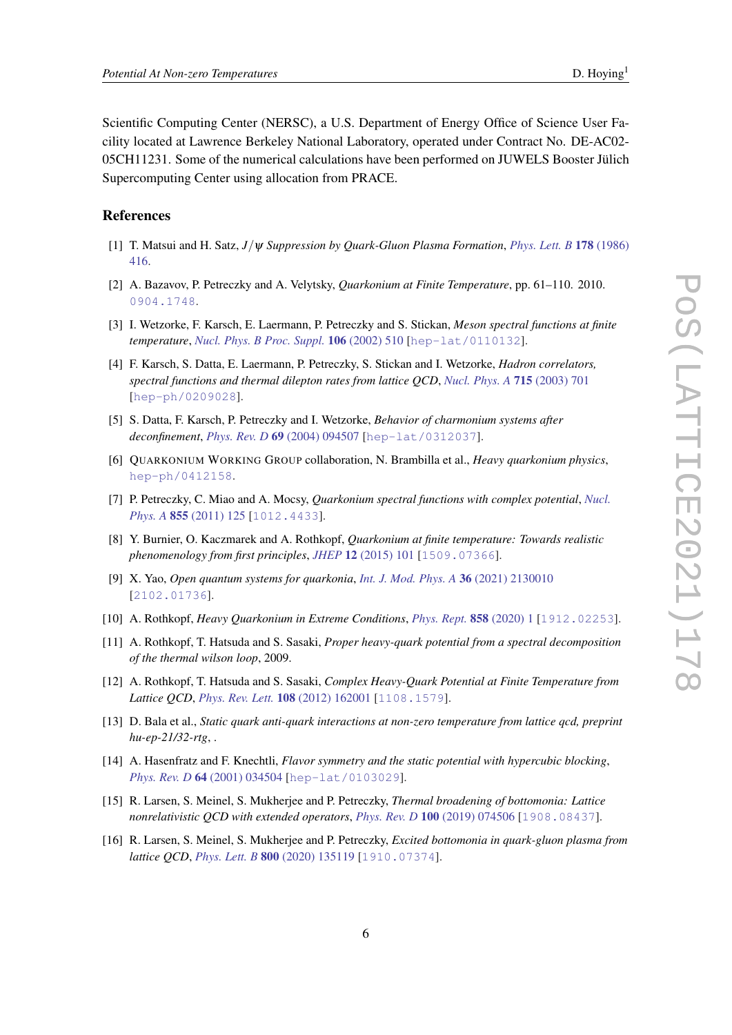Scientific Computing Center (NERSC), a U.S. Department of Energy Office of Science User Facility located at Lawrence Berkeley National Laboratory, operated under Contract No. DE-AC02-05CH11231. Some of the numerical calculations have been performed on JUWELS Booster Jülich Supercomputing Center using allocation from PRACE.

## References

[1] T. Matsui and H. Satz, *$J/\psi$ Suppression by Quark-Gluon Plasma Formation*, *Phys. Lett. B* **178** (1986) 416.

[2] A. Bazavov, P. Petreczky and A. Velytsky, *Quarkonium at Finite Temperature*, pp. 61–110. 2010. 0904.1748.

[3] I. Wetzorke, F. Karsch, E. Laermann, P. Petreczky and S. Stickan, *Meson spectral functions at finite temperature*, *Nucl. Phys. B Proc. Suppl.* **106** (2002) 510 [hep-lat/0110132].

[4] F. Karsch, S. Datta, E. Laermann, P. Petreczky, S. Stickan and I. Wetzorke, *Hadron correlators, spectral functions and thermal dilepton rates from lattice QCD*, *Nucl. Phys. A* **715** (2003) 701 [hep-ph/0209028].

[5] S. Datta, F. Karsch, P. Petreczky and I. Wetzorke, *Behavior of charmonium systems after deconfinement*, *Phys. Rev. D* **69** (2004) 094507 [hep-lat/0312037].

[6] Quarkonium Working Group collaboration, N. Brambilla et al., *Heavy quarkonium physics*, hep-ph/0412158.

[7] P. Petreczky, C. Miao and A. Mocsy, *Quarkonium spectral functions with complex potential*, *Nucl. Phys. A* **855** (2011) 125 [1012.4433].

[8] Y. Burnier, O. Kaczmarek and A. Rothkopf, *Quarkonium at finite temperature: Towards realistic phenomenology from first principles*, *JHEP* **12** (2015) 101 [1509.07366].

[9] X. Yao, *Open quantum systems for quarkonia*, *Int. J. Mod. Phys. A* **36** (2021) 2130010 [2102.01736].

[10] A. Rothkopf, *Heavy Quarkonium in Extreme Conditions*, *Phys. Rept.* **858** (2020) 1 [1912.02253].

[11] A. Rothkopf, T. Hatsuda and S. Sasaki, *Proper heavy-quark potential from a spectral decomposition of the thermal wilson loop*, 2009.

[12] A. Rothkopf, T. Hatsuda and S. Sasaki, *Complex Heavy-Quark Potential at Finite Temperature from Lattice QCD*, *Phys. Rev. Lett.* **108** (2012) 162001 [1108.1579].

[13] D. Bala et al., *Static quark anti-quark interactions at non-zero temperature from lattice qcd, preprint hu-ep-21/32-rtg*, .

[14] A. Hasenfratz and F. Knechtli, *Flavor symmetry and the static potential with hypercubic blocking*, *Phys. Rev. D* **64** (2001) 034504 [hep-lat/0103029].

[15] R. Larsen, S. Meinel, S. Mukherjee and P. Petreczky, *Thermal broadening of bottomonia: Lattice nonrelativistic QCD with extended operators*, *Phys. Rev. D* **100** (2019) 074506 [1908.08437].

[16] R. Larsen, S. Meinel, S. Mukherjee and P. Petreczky, *Excited bottomonia in quark-gluon plasma from lattice QCD*, *Phys. Lett. B* **800** (2020) 135119 [1910.07374].